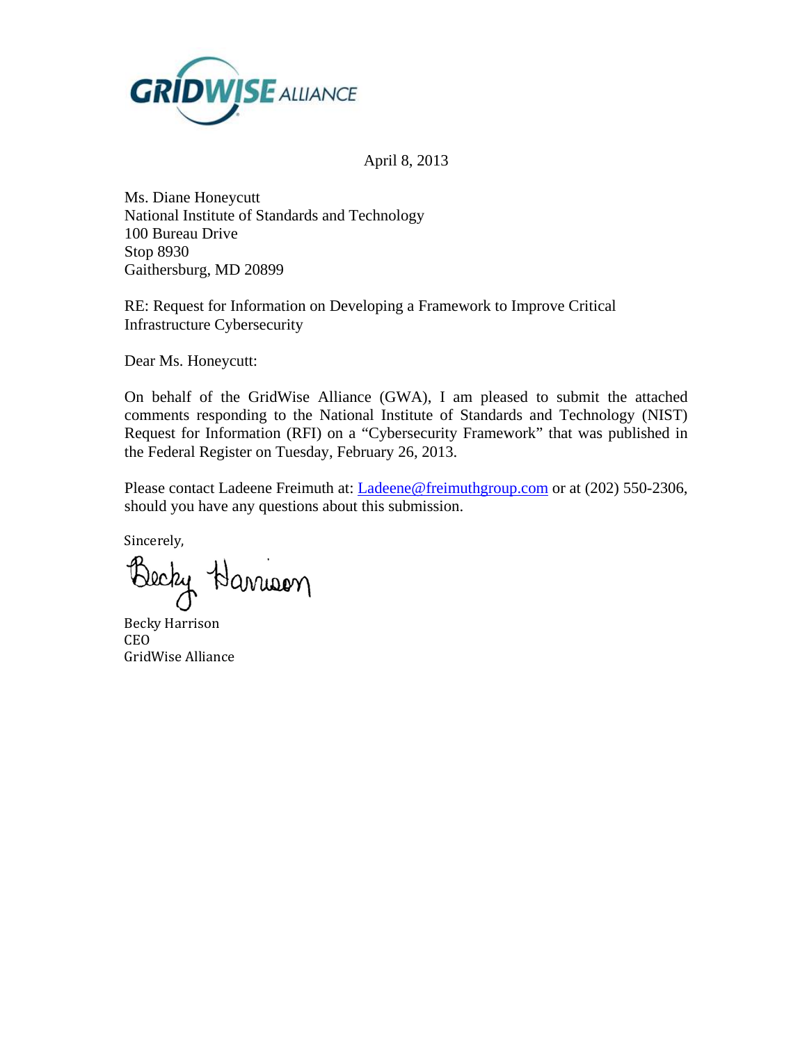GRIDWISE ALLIANCE

April 8, 2013

Ms. Diane Honeycutt
National Institute of Standards and Technology
100 Bureau Drive
Stop 8930
Gaithersburg, MD 20899

RE: Request for Information on Developing a Framework to Improve Critical Infrastructure Cybersecurity

Dear Ms. Honeycutt:

On behalf of the GridWise Alliance (GWA), I am pleased to submit the attached comments responding to the National Institute of Standards and Technology (NIST) Request for Information (RFI) on a "Cybersecurity Framework" that was published in the Federal Register on Tuesday, February 26, 2013.

Please contact Ladeene Freimuth at: Ladeene@freimuthgroup.com or at (202) 550-2306, should you have any questions about this submission.

Sincerely,

Becky Harrison

Becky Harrison
CEO
GridWise Alliance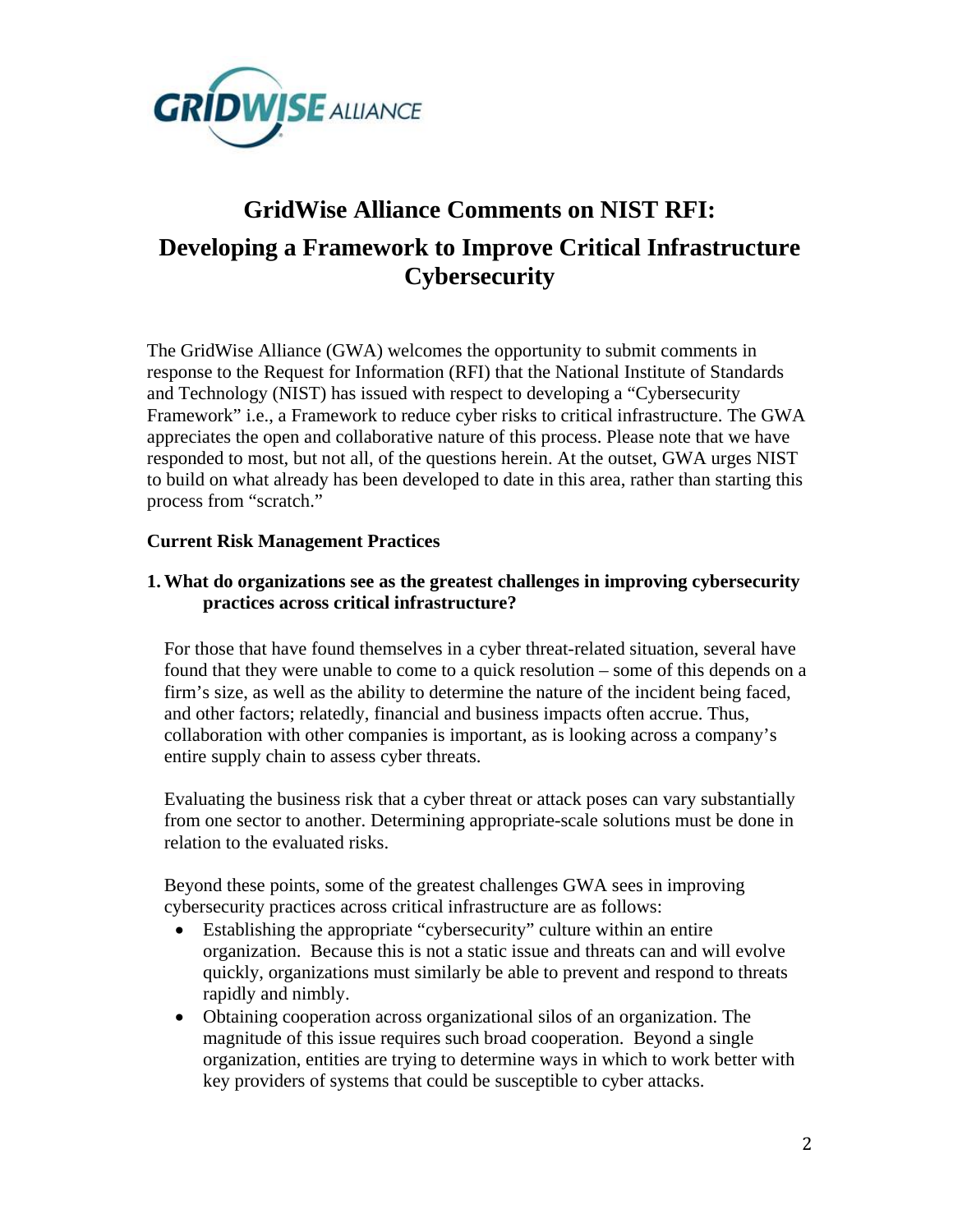# GridWise Alliance Comments on NIST RFI:

# Developing a Framework to Improve Critical Infrastructure Cybersecurity

The GridWise Alliance (GWA) welcomes the opportunity to submit comments in response to the Request for Information (RFI) that the National Institute of Standards and Technology (NIST) has issued with respect to developing a "Cybersecurity Framework" i.e., a Framework to reduce cyber risks to critical infrastructure. The GWA appreciates the open and collaborative nature of this process. Please note that we have responded to most, but not all, of the questions herein. At the outset, GWA urges NIST to build on what already has been developed to date in this area, rather than starting this process from "scratch."

**Current Risk Management Practices**

**1. What do organizations see as the greatest challenges in improving cybersecurity practices across critical infrastructure?**

For those that have found themselves in a cyber threat-related situation, several have found that they were unable to come to a quick resolution – some of this depends on a firm's size, as well as the ability to determine the nature of the incident being faced, and other factors; relatedly, financial and business impacts often accrue. Thus, collaboration with other companies is important, as is looking across a company's entire supply chain to assess cyber threats.

Evaluating the business risk that a cyber threat or attack poses can vary substantially from one sector to another. Determining appropriate-scale solutions must be done in relation to the evaluated risks.

Beyond these points, some of the greatest challenges GWA sees in improving cybersecurity practices across critical infrastructure are as follows:

- Establishing the appropriate "cybersecurity" culture within an entire organization. Because this is not a static issue and threats can and will evolve quickly, organizations must similarly be able to prevent and respond to threats rapidly and nimbly.
- Obtaining cooperation across organizational silos of an organization. The magnitude of this issue requires such broad cooperation. Beyond a single organization, entities are trying to determine ways in which to work better with key providers of systems that could be susceptible to cyber attacks.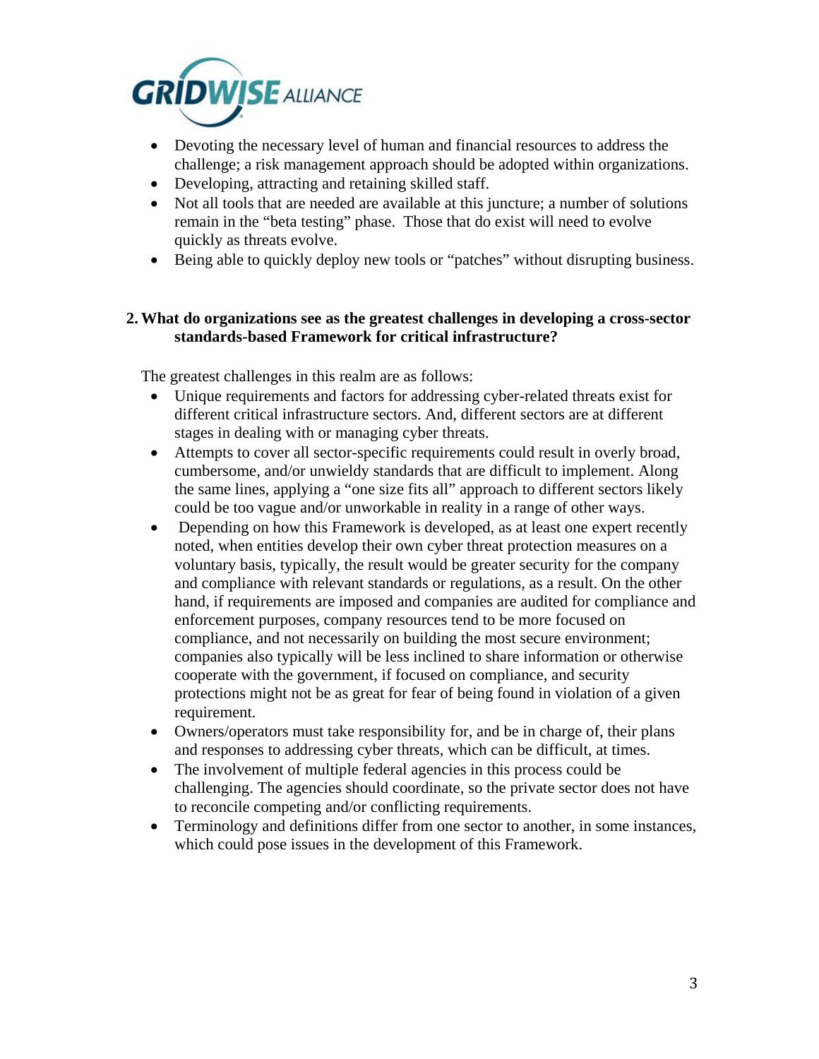- Devoting the necessary level of human and financial resources to address the challenge; a risk management approach should be adopted within organizations.
- Developing, attracting and retaining skilled staff.
- Not all tools that are needed are available at this juncture; a number of solutions remain in the "beta testing" phase. Those that do exist will need to evolve quickly as threats evolve.
- Being able to quickly deploy new tools or "patches" without disrupting business.

**2. What do organizations see as the greatest challenges in developing a cross-sector standards-based Framework for critical infrastructure?**

The greatest challenges in this realm are as follows:

- Unique requirements and factors for addressing cyber-related threats exist for different critical infrastructure sectors. And, different sectors are at different stages in dealing with or managing cyber threats.
- Attempts to cover all sector-specific requirements could result in overly broad, cumbersome, and/or unwieldy standards that are difficult to implement. Along the same lines, applying a "one size fits all" approach to different sectors likely could be too vague and/or unworkable in reality in a range of other ways.
- Depending on how this Framework is developed, as at least one expert recently noted, when entities develop their own cyber threat protection measures on a voluntary basis, typically, the result would be greater security for the company and compliance with relevant standards or regulations, as a result. On the other hand, if requirements are imposed and companies are audited for compliance and enforcement purposes, company resources tend to be more focused on compliance, and not necessarily on building the most secure environment; companies also typically will be less inclined to share information or otherwise cooperate with the government, if focused on compliance, and security protections might not be as great for fear of being found in violation of a given requirement.
- Owners/operators must take responsibility for, and be in charge of, their plans and responses to addressing cyber threats, which can be difficult, at times.
- The involvement of multiple federal agencies in this process could be challenging. The agencies should coordinate, so the private sector does not have to reconcile competing and/or conflicting requirements.
- Terminology and definitions differ from one sector to another, in some instances, which could pose issues in the development of this Framework.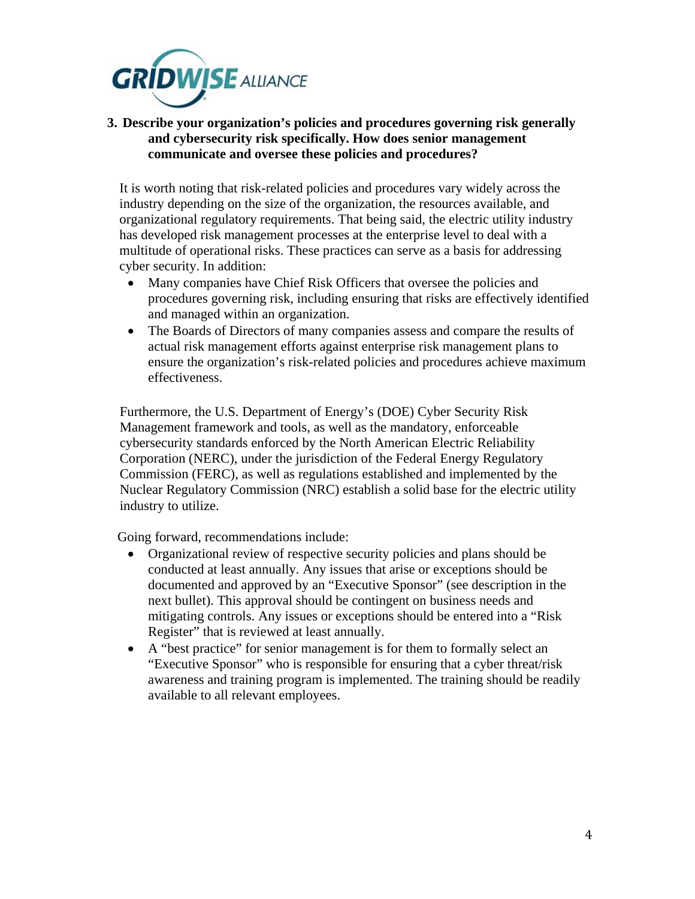**3. Describe your organization's policies and procedures governing risk generally and cybersecurity risk specifically. How does senior management communicate and oversee these policies and procedures?**

It is worth noting that risk-related policies and procedures vary widely across the industry depending on the size of the organization, the resources available, and organizational regulatory requirements. That being said, the electric utility industry has developed risk management processes at the enterprise level to deal with a multitude of operational risks. These practices can serve as a basis for addressing cyber security. In addition:

- Many companies have Chief Risk Officers that oversee the policies and procedures governing risk, including ensuring that risks are effectively identified and managed within an organization.
- The Boards of Directors of many companies assess and compare the results of actual risk management efforts against enterprise risk management plans to ensure the organization's risk-related policies and procedures achieve maximum effectiveness.

Furthermore, the U.S. Department of Energy's (DOE) Cyber Security Risk Management framework and tools, as well as the mandatory, enforceable cybersecurity standards enforced by the North American Electric Reliability Corporation (NERC), under the jurisdiction of the Federal Energy Regulatory Commission (FERC), as well as regulations established and implemented by the Nuclear Regulatory Commission (NRC) establish a solid base for the electric utility industry to utilize.

Going forward, recommendations include:

- Organizational review of respective security policies and plans should be conducted at least annually. Any issues that arise or exceptions should be documented and approved by an "Executive Sponsor" (see description in the next bullet). This approval should be contingent on business needs and mitigating controls. Any issues or exceptions should be entered into a "Risk Register" that is reviewed at least annually.
- A "best practice" for senior management is for them to formally select an "Executive Sponsor" who is responsible for ensuring that a cyber threat/risk awareness and training program is implemented. The training should be readily available to all relevant employees.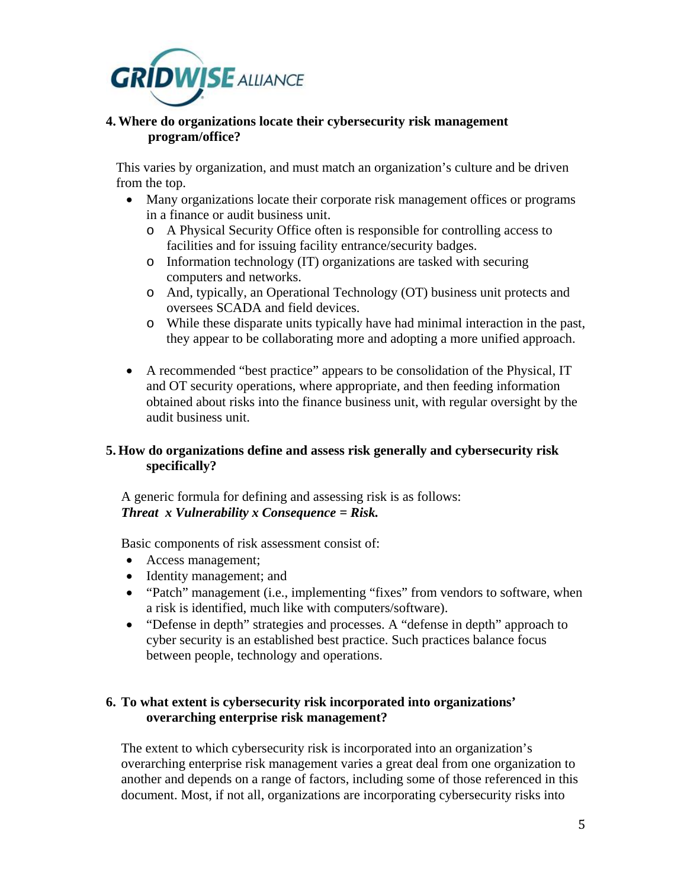### 4. Where do organizations locate their cybersecurity risk management program/office?

This varies by organization, and must match an organization's culture and be driven from the top.

- Many organizations locate their corporate risk management offices or programs in a finance or audit business unit.
  - A Physical Security Office often is responsible for controlling access to facilities and for issuing facility entrance/security badges.
  - Information technology (IT) organizations are tasked with securing computers and networks.
  - And, typically, an Operational Technology (OT) business unit protects and oversees SCADA and field devices.
  - While these disparate units typically have had minimal interaction in the past, they appear to be collaborating more and adopting a more unified approach.

- A recommended "best practice" appears to be consolidation of the Physical, IT and OT security operations, where appropriate, and then feeding information obtained about risks into the finance business unit, with regular oversight by the audit business unit.

### 5. How do organizations define and assess risk generally and cybersecurity risk specifically?

A generic formula for defining and assessing risk is as follows:
***Threat x Vulnerability x Consequence = Risk.***

Basic components of risk assessment consist of:

- Access management;
- Identity management; and
- "Patch" management (i.e., implementing "fixes" from vendors to software, when a risk is identified, much like with computers/software).
- "Defense in depth" strategies and processes. A "defense in depth" approach to cyber security is an established best practice. Such practices balance focus between people, technology and operations.

### 6. To what extent is cybersecurity risk incorporated into organizations' overarching enterprise risk management?

The extent to which cybersecurity risk is incorporated into an organization's overarching enterprise risk management varies a great deal from one organization to another and depends on a range of factors, including some of those referenced in this document. Most, if not all, organizations are incorporating cybersecurity risks into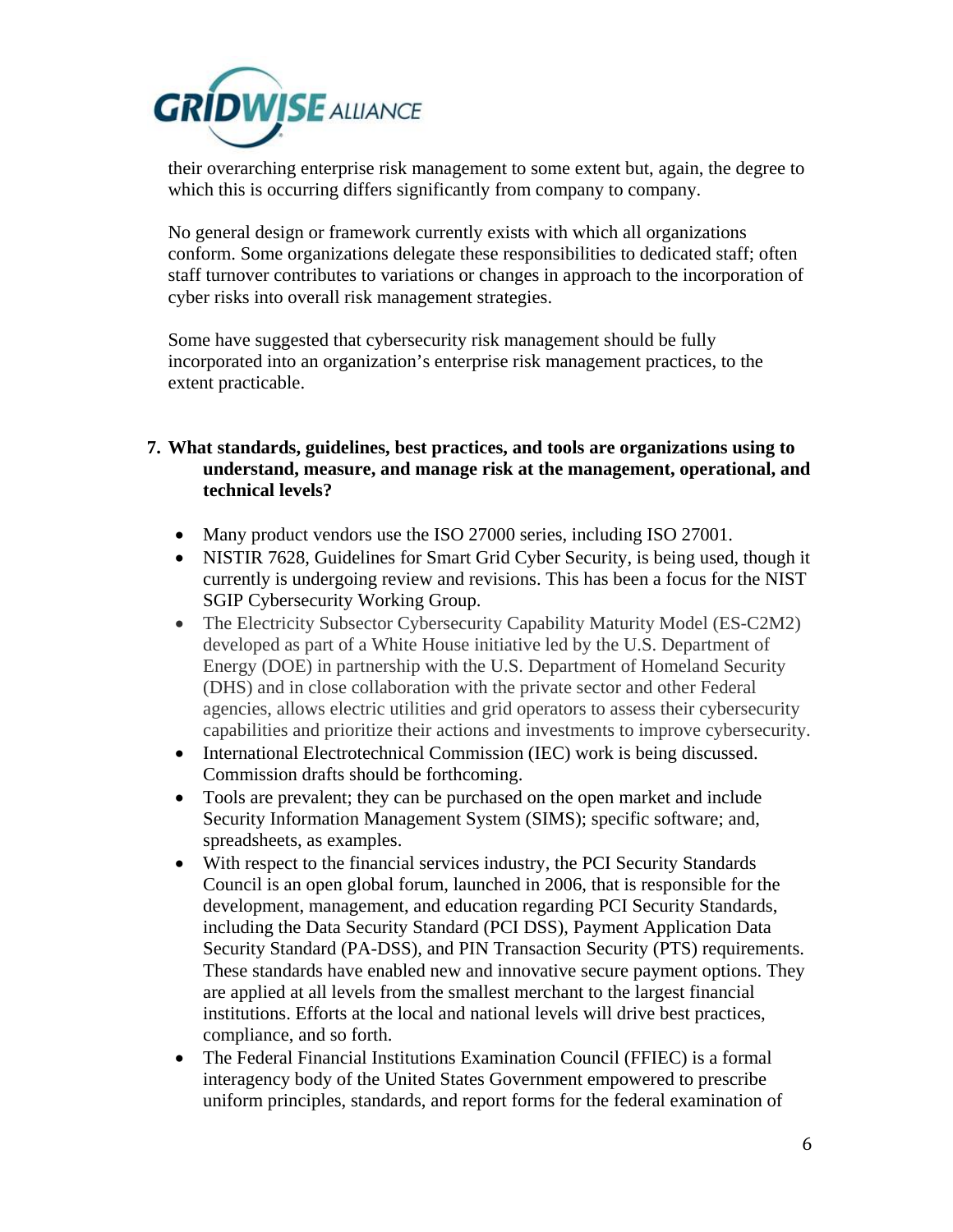their overarching enterprise risk management to some extent but, again, the degree to which this is occurring differs significantly from company to company.

No general design or framework currently exists with which all organizations conform. Some organizations delegate these responsibilities to dedicated staff; often staff turnover contributes to variations or changes in approach to the incorporation of cyber risks into overall risk management strategies.

Some have suggested that cybersecurity risk management should be fully incorporated into an organization's enterprise risk management practices, to the extent practicable.

7. **What standards, guidelines, best practices, and tools are organizations using to understand, measure, and manage risk at the management, operational, and technical levels?**

- Many product vendors use the ISO 27000 series, including ISO 27001.
- NISTIR 7628, Guidelines for Smart Grid Cyber Security, is being used, though it currently is undergoing review and revisions. This has been a focus for the NIST SGIP Cybersecurity Working Group.
- The Electricity Subsector Cybersecurity Capability Maturity Model (ES-C2M2) developed as part of a White House initiative led by the U.S. Department of Energy (DOE) in partnership with the U.S. Department of Homeland Security (DHS) and in close collaboration with the private sector and other Federal agencies, allows electric utilities and grid operators to assess their cybersecurity capabilities and prioritize their actions and investments to improve cybersecurity.
- International Electrotechnical Commission (IEC) work is being discussed. Commission drafts should be forthcoming.
- Tools are prevalent; they can be purchased on the open market and include Security Information Management System (SIMS); specific software; and, spreadsheets, as examples.
- With respect to the financial services industry, the PCI Security Standards Council is an open global forum, launched in 2006, that is responsible for the development, management, and education regarding PCI Security Standards, including the Data Security Standard (PCI DSS), Payment Application Data Security Standard (PA-DSS), and PIN Transaction Security (PTS) requirements. These standards have enabled new and innovative secure payment options. They are applied at all levels from the smallest merchant to the largest financial institutions. Efforts at the local and national levels will drive best practices, compliance, and so forth.
- The Federal Financial Institutions Examination Council (FFIEC) is a formal interagency body of the United States Government empowered to prescribe uniform principles, standards, and report forms for the federal examination of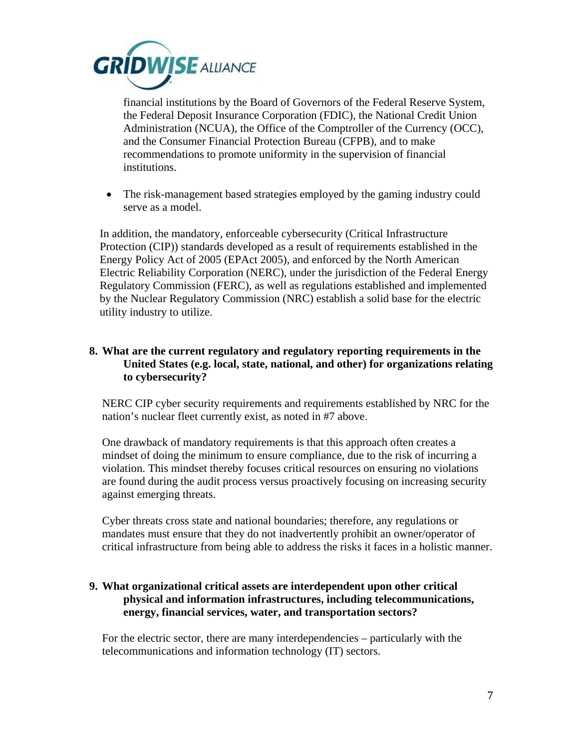financial institutions by the Board of Governors of the Federal Reserve System, the Federal Deposit Insurance Corporation (FDIC), the National Credit Union Administration (NCUA), the Office of the Comptroller of the Currency (OCC), and the Consumer Financial Protection Bureau (CFPB), and to make recommendations to promote uniformity in the supervision of financial institutions.

- The risk-management based strategies employed by the gaming industry could serve as a model.

In addition, the mandatory, enforceable cybersecurity (Critical Infrastructure Protection (CIP)) standards developed as a result of requirements established in the Energy Policy Act of 2005 (EPAct 2005), and enforced by the North American Electric Reliability Corporation (NERC), under the jurisdiction of the Federal Energy Regulatory Commission (FERC), as well as regulations established and implemented by the Nuclear Regulatory Commission (NRC) establish a solid base for the electric utility industry to utilize.

**8. What are the current regulatory and regulatory reporting requirements in the United States (e.g. local, state, national, and other) for organizations relating to cybersecurity?**

NERC CIP cyber security requirements and requirements established by NRC for the nation's nuclear fleet currently exist, as noted in #7 above.

One drawback of mandatory requirements is that this approach often creates a mindset of doing the minimum to ensure compliance, due to the risk of incurring a violation. This mindset thereby focuses critical resources on ensuring no violations are found during the audit process versus proactively focusing on increasing security against emerging threats.

Cyber threats cross state and national boundaries; therefore, any regulations or mandates must ensure that they do not inadvertently prohibit an owner/operator of critical infrastructure from being able to address the risks it faces in a holistic manner.

**9. What organizational critical assets are interdependent upon other critical physical and information infrastructures, including telecommunications, energy, financial services, water, and transportation sectors?**

For the electric sector, there are many interdependencies – particularly with the telecommunications and information technology (IT) sectors.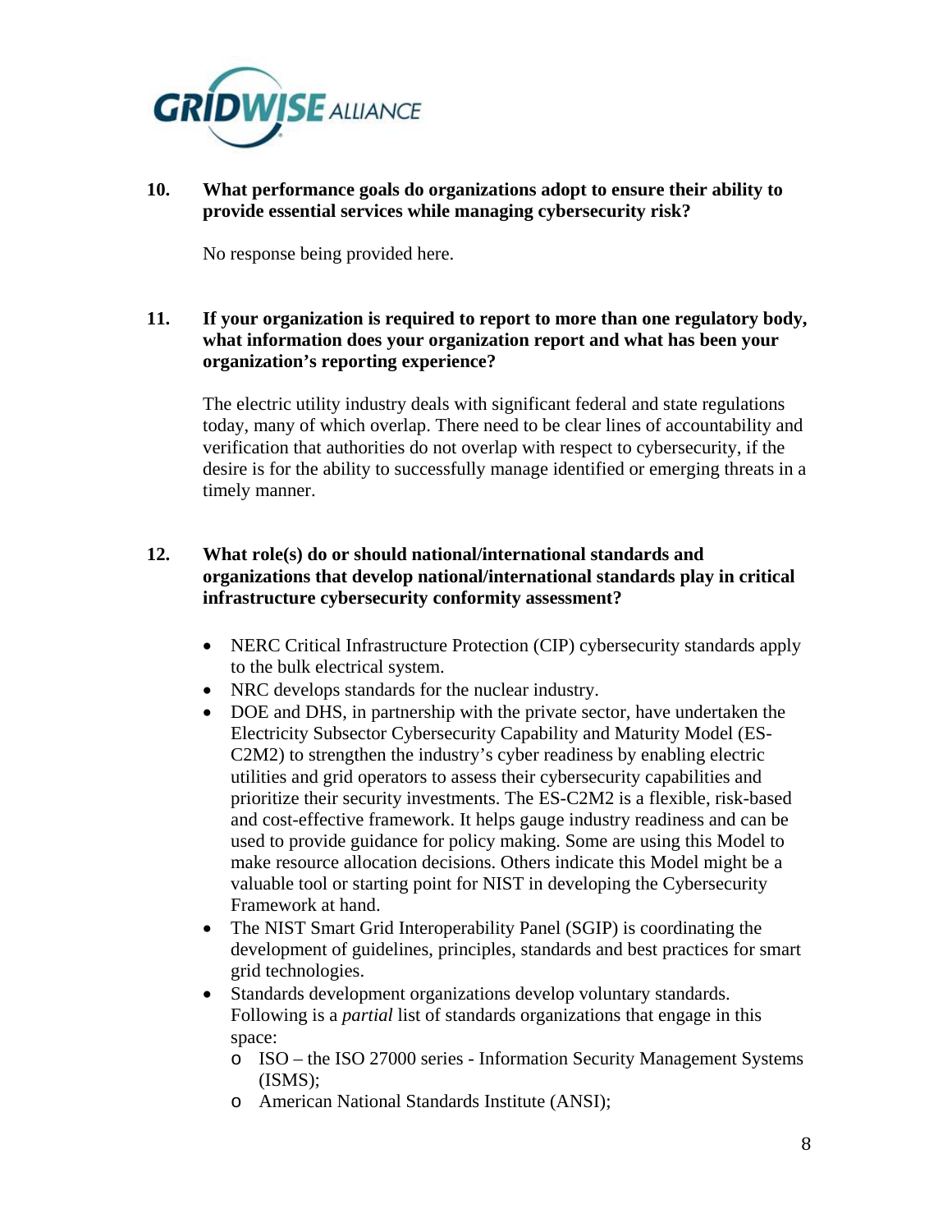**10. What performance goals do organizations adopt to ensure their ability to provide essential services while managing cybersecurity risk?**

No response being provided here.

**11. If your organization is required to report to more than one regulatory body, what information does your organization report and what has been your organization's reporting experience?**

The electric utility industry deals with significant federal and state regulations today, many of which overlap. There need to be clear lines of accountability and verification that authorities do not overlap with respect to cybersecurity, if the desire is for the ability to successfully manage identified or emerging threats in a timely manner.

**12. What role(s) do or should national/international standards and organizations that develop national/international standards play in critical infrastructure cybersecurity conformity assessment?**

- NERC Critical Infrastructure Protection (CIP) cybersecurity standards apply to the bulk electrical system.
- NRC develops standards for the nuclear industry.
- DOE and DHS, in partnership with the private sector, have undertaken the Electricity Subsector Cybersecurity Capability and Maturity Model (ES-C2M2) to strengthen the industry's cyber readiness by enabling electric utilities and grid operators to assess their cybersecurity capabilities and prioritize their security investments. The ES-C2M2 is a flexible, risk-based and cost-effective framework. It helps gauge industry readiness and can be used to provide guidance for policy making. Some are using this Model to make resource allocation decisions. Others indicate this Model might be a valuable tool or starting point for NIST in developing the Cybersecurity Framework at hand.
- The NIST Smart Grid Interoperability Panel (SGIP) is coordinating the development of guidelines, principles, standards and best practices for smart grid technologies.
- Standards development organizations develop voluntary standards. Following is a *partial* list of standards organizations that engage in this space:
  - ISO – the ISO 27000 series - Information Security Management Systems (ISMS);
  - American National Standards Institute (ANSI);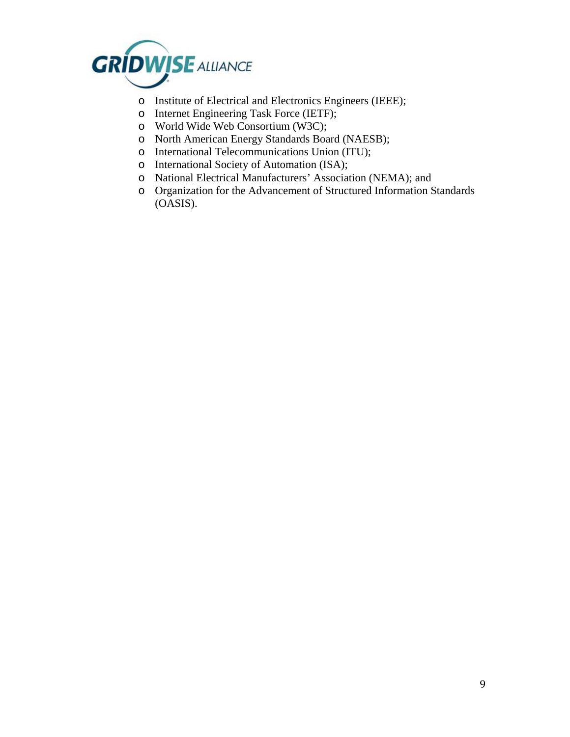- Institute of Electrical and Electronics Engineers (IEEE);
- Internet Engineering Task Force (IETF);
- World Wide Web Consortium (W3C);
- North American Energy Standards Board (NAESB);
- International Telecommunications Union (ITU);
- International Society of Automation (ISA);
- National Electrical Manufacturers' Association (NEMA); and
- Organization for the Advancement of Structured Information Standards (OASIS).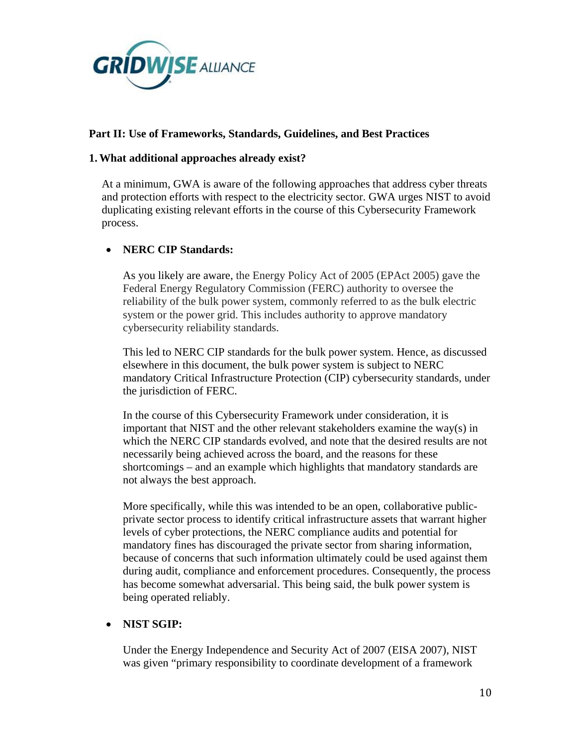**Part II: Use of Frameworks, Standards, Guidelines, and Best Practices**

**1. What additional approaches already exist?**

At a minimum, GWA is aware of the following approaches that address cyber threats and protection efforts with respect to the electricity sector. GWA urges NIST to avoid duplicating existing relevant efforts in the course of this Cybersecurity Framework process.

- **NERC CIP Standards:**

  As you likely are aware, the Energy Policy Act of 2005 (EPAct 2005) gave the Federal Energy Regulatory Commission (FERC) authority to oversee the reliability of the bulk power system, commonly referred to as the bulk electric system or the power grid. This includes authority to approve mandatory cybersecurity reliability standards.

  This led to NERC CIP standards for the bulk power system. Hence, as discussed elsewhere in this document, the bulk power system is subject to NERC mandatory Critical Infrastructure Protection (CIP) cybersecurity standards, under the jurisdiction of FERC.

  In the course of this Cybersecurity Framework under consideration, it is important that NIST and the other relevant stakeholders examine the way(s) in which the NERC CIP standards evolved, and note that the desired results are not necessarily being achieved across the board, and the reasons for these shortcomings – and an example which highlights that mandatory standards are not always the best approach.

  More specifically, while this was intended to be an open, collaborative public-private sector process to identify critical infrastructure assets that warrant higher levels of cyber protections, the NERC compliance audits and potential for mandatory fines has discouraged the private sector from sharing information, because of concerns that such information ultimately could be used against them during audit, compliance and enforcement procedures. Consequently, the process has become somewhat adversarial. This being said, the bulk power system is being operated reliably.

- **NIST SGIP:**

  Under the Energy Independence and Security Act of 2007 (EISA 2007), NIST was given "primary responsibility to coordinate development of a framework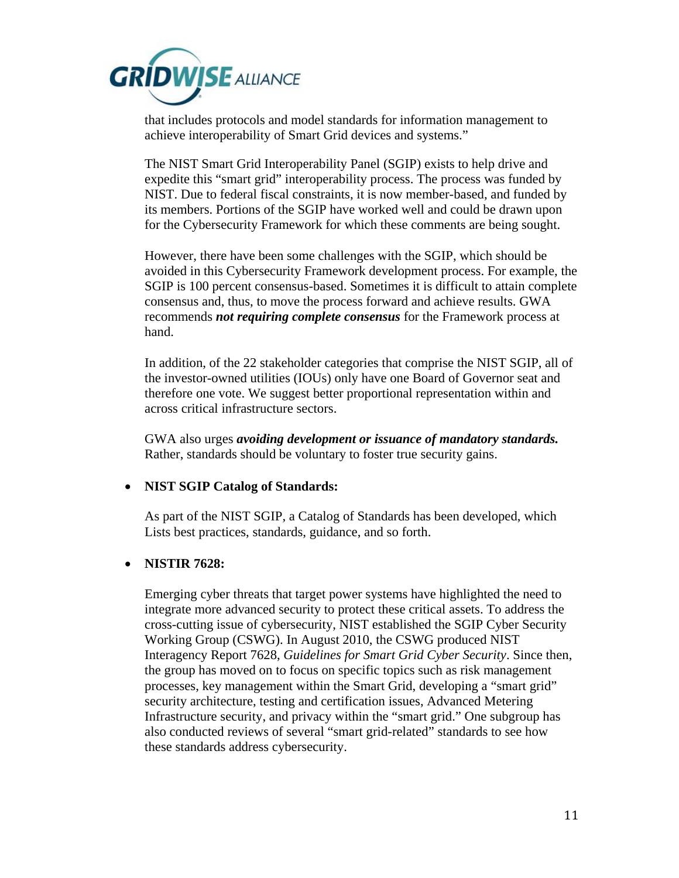that includes protocols and model standards for information management to achieve interoperability of Smart Grid devices and systems."

The NIST Smart Grid Interoperability Panel (SGIP) exists to help drive and expedite this "smart grid" interoperability process. The process was funded by NIST. Due to federal fiscal constraints, it is now member-based, and funded by its members. Portions of the SGIP have worked well and could be drawn upon for the Cybersecurity Framework for which these comments are being sought.

However, there have been some challenges with the SGIP, which should be avoided in this Cybersecurity Framework development process. For example, the SGIP is 100 percent consensus-based. Sometimes it is difficult to attain complete consensus and, thus, to move the process forward and achieve results. GWA recommends ***not requiring complete consensus*** for the Framework process at hand.

In addition, of the 22 stakeholder categories that comprise the NIST SGIP, all of the investor-owned utilities (IOUs) only have one Board of Governor seat and therefore one vote. We suggest better proportional representation within and across critical infrastructure sectors.

GWA also urges ***avoiding development or issuance of mandatory standards.*** Rather, standards should be voluntary to foster true security gains.

- **NIST SGIP Catalog of Standards:**

  As part of the NIST SGIP, a Catalog of Standards has been developed, which Lists best practices, standards, guidance, and so forth.

- **NISTIR 7628:**

  Emerging cyber threats that target power systems have highlighted the need to integrate more advanced security to protect these critical assets. To address the cross-cutting issue of cybersecurity, NIST established the SGIP Cyber Security Working Group (CSWG). In August 2010, the CSWG produced NIST Interagency Report 7628, *Guidelines for Smart Grid Cyber Security*. Since then, the group has moved on to focus on specific topics such as risk management processes, key management within the Smart Grid, developing a "smart grid" security architecture, testing and certification issues, Advanced Metering Infrastructure security, and privacy within the "smart grid." One subgroup has also conducted reviews of several "smart grid-related" standards to see how these standards address cybersecurity.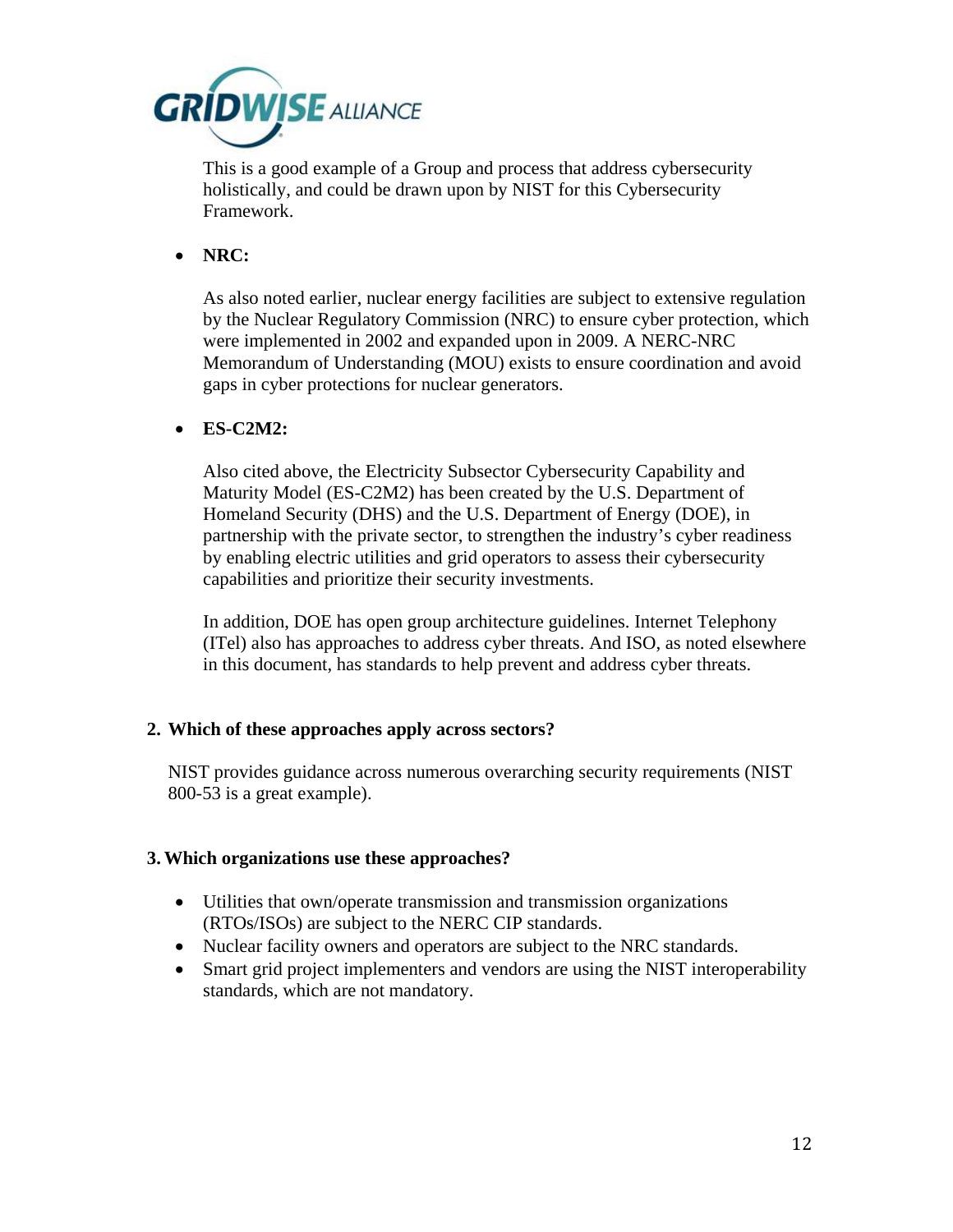This is a good example of a Group and process that address cybersecurity holistically, and could be drawn upon by NIST for this Cybersecurity Framework.

- **NRC:**

  As also noted earlier, nuclear energy facilities are subject to extensive regulation by the Nuclear Regulatory Commission (NRC) to ensure cyber protection, which were implemented in 2002 and expanded upon in 2009. A NERC-NRC Memorandum of Understanding (MOU) exists to ensure coordination and avoid gaps in cyber protections for nuclear generators.

- **ES-C2M2:**

  Also cited above, the Electricity Subsector Cybersecurity Capability and Maturity Model (ES-C2M2) has been created by the U.S. Department of Homeland Security (DHS) and the U.S. Department of Energy (DOE), in partnership with the private sector, to strengthen the industry's cyber readiness by enabling electric utilities and grid operators to assess their cybersecurity capabilities and prioritize their security investments.

  In addition, DOE has open group architecture guidelines. Internet Telephony (ITel) also has approaches to address cyber threats. And ISO, as noted elsewhere in this document, has standards to help prevent and address cyber threats.

**2. Which of these approaches apply across sectors?**

NIST provides guidance across numerous overarching security requirements (NIST 800-53 is a great example).

**3. Which organizations use these approaches?**

- Utilities that own/operate transmission and transmission organizations (RTOs/ISOs) are subject to the NERC CIP standards.
- Nuclear facility owners and operators are subject to the NRC standards.
- Smart grid project implementers and vendors are using the NIST interoperability standards, which are not mandatory.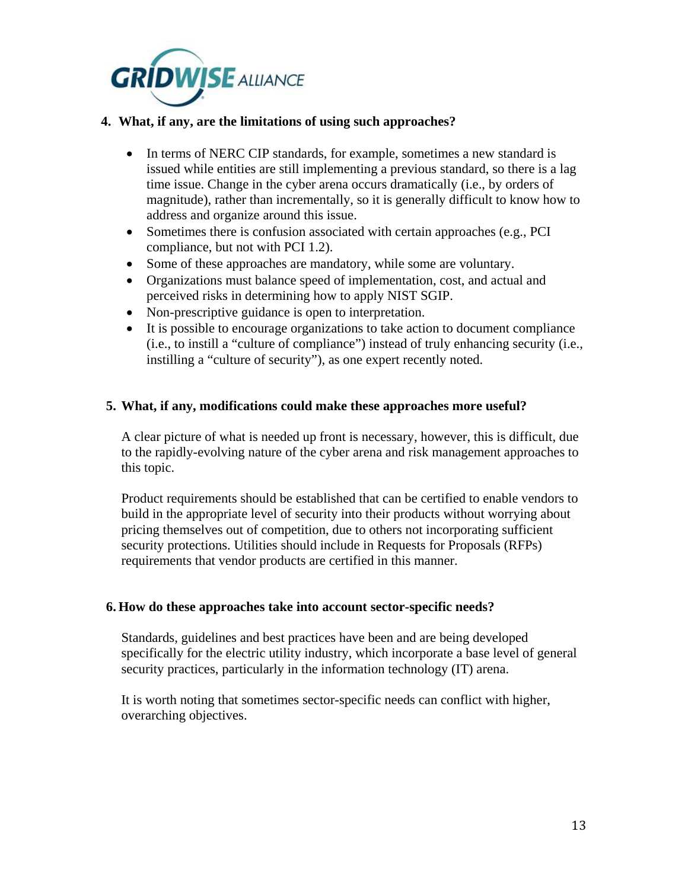**4. What, if any, are the limitations of using such approaches?**

- In terms of NERC CIP standards, for example, sometimes a new standard is issued while entities are still implementing a previous standard, so there is a lag time issue. Change in the cyber arena occurs dramatically (i.e., by orders of magnitude), rather than incrementally, so it is generally difficult to know how to address and organize around this issue.
- Sometimes there is confusion associated with certain approaches (e.g., PCI compliance, but not with PCI 1.2).
- Some of these approaches are mandatory, while some are voluntary.
- Organizations must balance speed of implementation, cost, and actual and perceived risks in determining how to apply NIST SGIP.
- Non-prescriptive guidance is open to interpretation.
- It is possible to encourage organizations to take action to document compliance (i.e., to instill a "culture of compliance") instead of truly enhancing security (i.e., instilling a "culture of security"), as one expert recently noted.

**5. What, if any, modifications could make these approaches more useful?**

A clear picture of what is needed up front is necessary, however, this is difficult, due to the rapidly-evolving nature of the cyber arena and risk management approaches to this topic.

Product requirements should be established that can be certified to enable vendors to build in the appropriate level of security into their products without worrying about pricing themselves out of competition, due to others not incorporating sufficient security protections. Utilities should include in Requests for Proposals (RFPs) requirements that vendor products are certified in this manner.

**6. How do these approaches take into account sector-specific needs?**

Standards, guidelines and best practices have been and are being developed specifically for the electric utility industry, which incorporate a base level of general security practices, particularly in the information technology (IT) arena.

It is worth noting that sometimes sector-specific needs can conflict with higher, overarching objectives.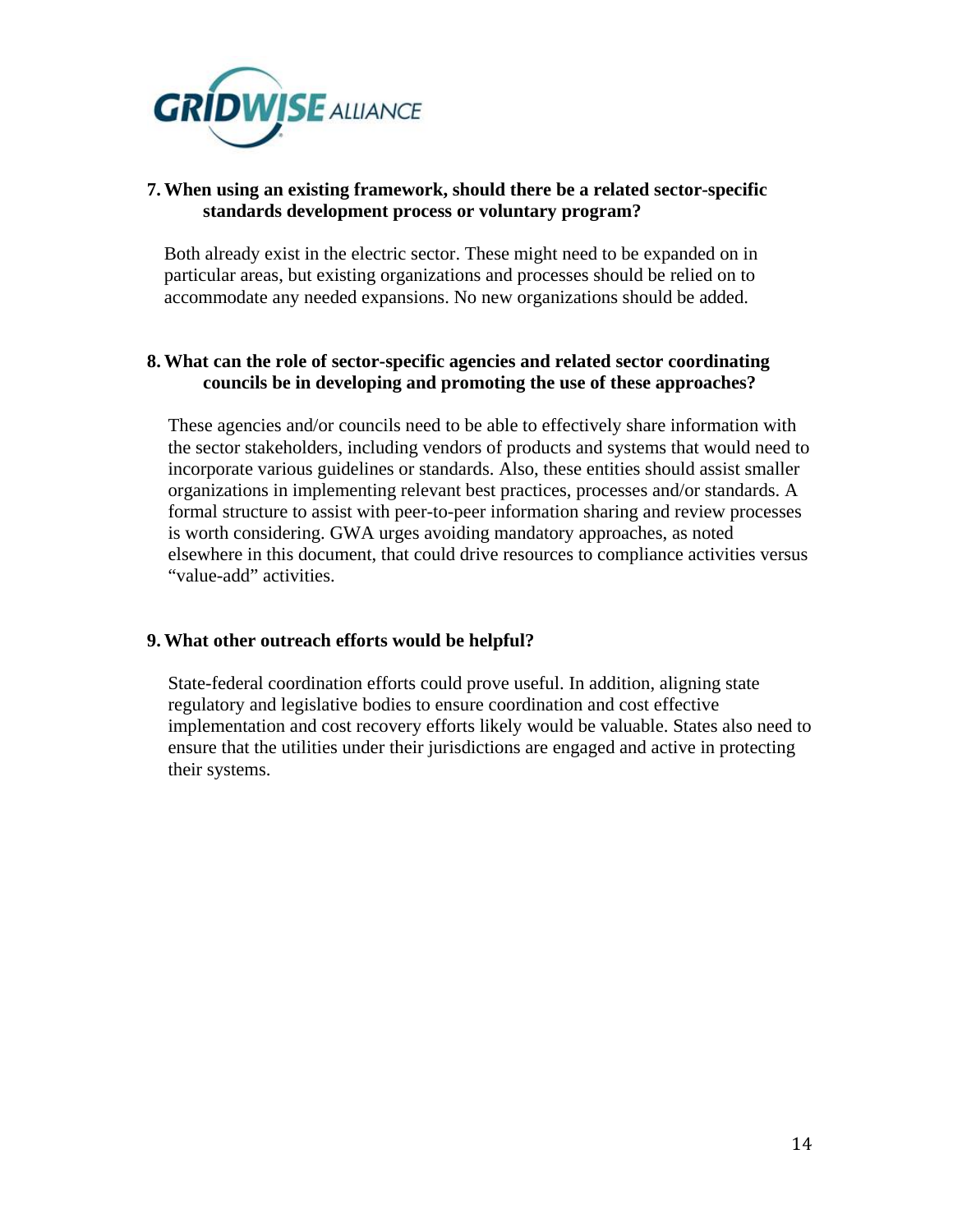**7. When using an existing framework, should there be a related sector-specific standards development process or voluntary program?**

Both already exist in the electric sector. These might need to be expanded on in particular areas, but existing organizations and processes should be relied on to accommodate any needed expansions. No new organizations should be added.

**8. What can the role of sector-specific agencies and related sector coordinating councils be in developing and promoting the use of these approaches?**

These agencies and/or councils need to be able to effectively share information with the sector stakeholders, including vendors of products and systems that would need to incorporate various guidelines or standards. Also, these entities should assist smaller organizations in implementing relevant best practices, processes and/or standards. A formal structure to assist with peer-to-peer information sharing and review processes is worth considering. GWA urges avoiding mandatory approaches, as noted elsewhere in this document, that could drive resources to compliance activities versus "value-add" activities.

**9. What other outreach efforts would be helpful?**

State-federal coordination efforts could prove useful. In addition, aligning state regulatory and legislative bodies to ensure coordination and cost effective implementation and cost recovery efforts likely would be valuable. States also need to ensure that the utilities under their jurisdictions are engaged and active in protecting their systems.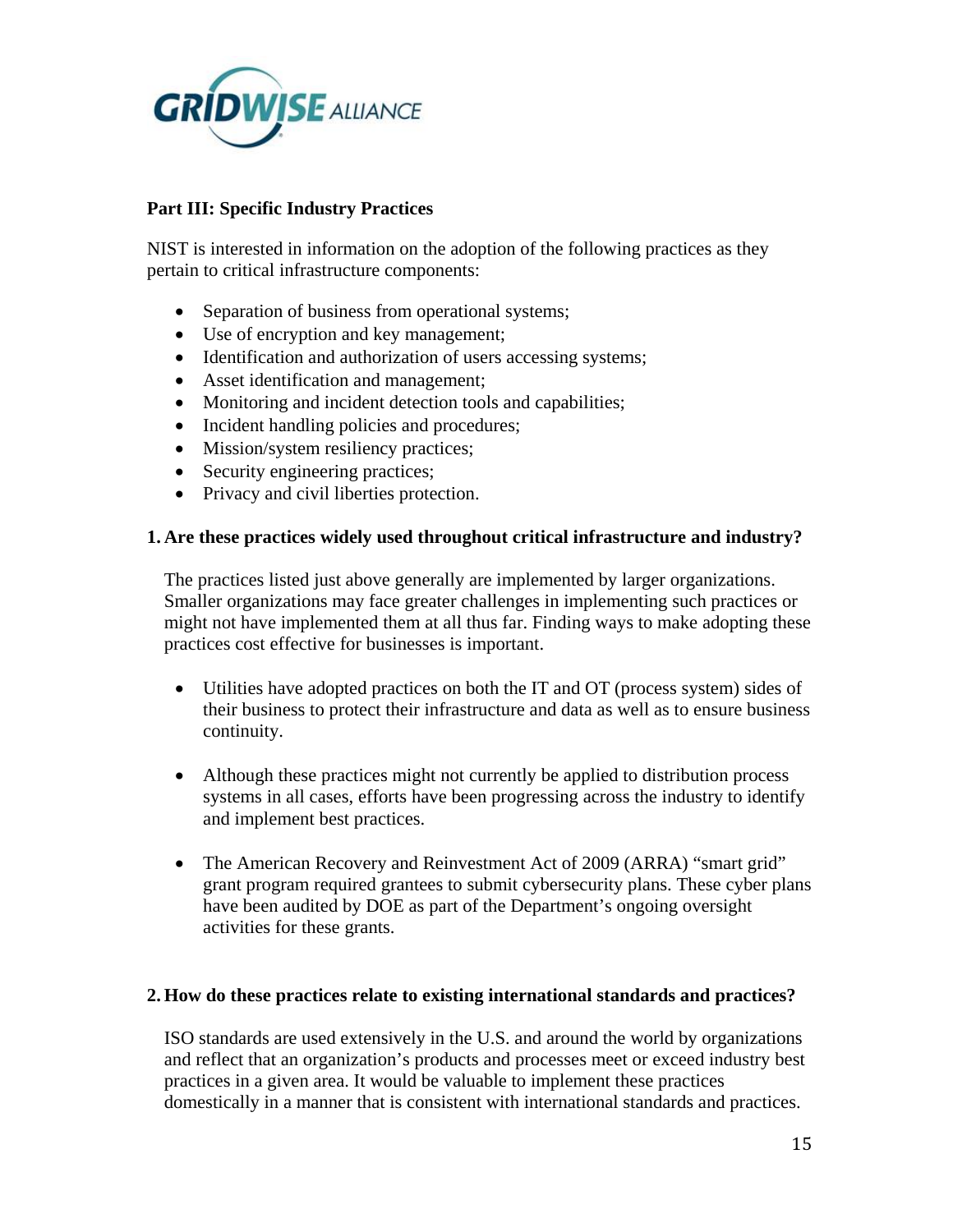## Part III: Specific Industry Practices

NIST is interested in information on the adoption of the following practices as they pertain to critical infrastructure components:

- Separation of business from operational systems;
- Use of encryption and key management;
- Identification and authorization of users accessing systems;
- Asset identification and management;
- Monitoring and incident detection tools and capabilities;
- Incident handling policies and procedures;
- Mission/system resiliency practices;
- Security engineering practices;
- Privacy and civil liberties protection.

**1. Are these practices widely used throughout critical infrastructure and industry?**

The practices listed just above generally are implemented by larger organizations. Smaller organizations may face greater challenges in implementing such practices or might not have implemented them at all thus far. Finding ways to make adopting these practices cost effective for businesses is important.

- Utilities have adopted practices on both the IT and OT (process system) sides of their business to protect their infrastructure and data as well as to ensure business continuity.

- Although these practices might not currently be applied to distribution process systems in all cases, efforts have been progressing across the industry to identify and implement best practices.

- The American Recovery and Reinvestment Act of 2009 (ARRA) "smart grid" grant program required grantees to submit cybersecurity plans. These cyber plans have been audited by DOE as part of the Department's ongoing oversight activities for these grants.

**2. How do these practices relate to existing international standards and practices?**

ISO standards are used extensively in the U.S. and around the world by organizations and reflect that an organization's products and processes meet or exceed industry best practices in a given area. It would be valuable to implement these practices domestically in a manner that is consistent with international standards and practices.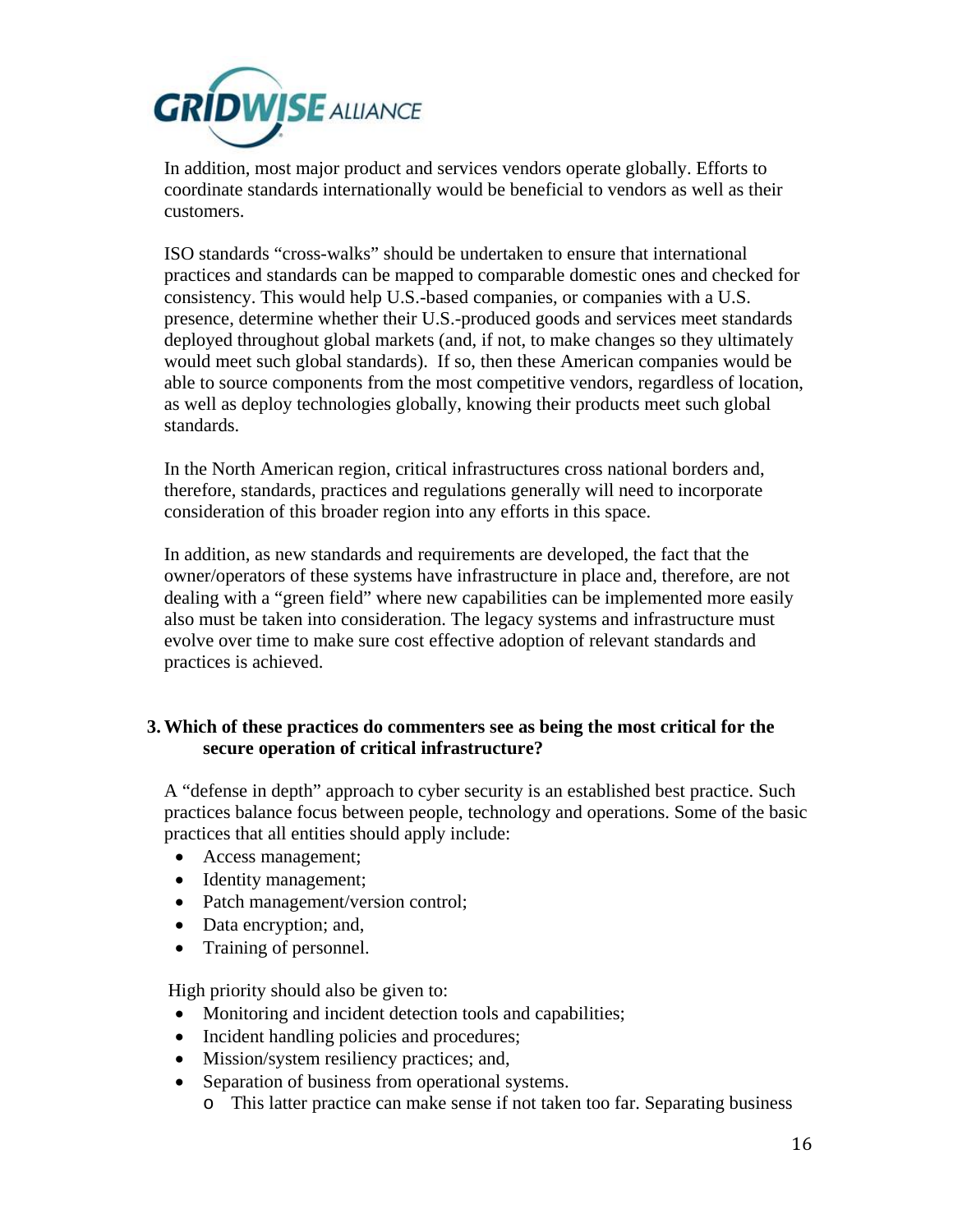In addition, most major product and services vendors operate globally. Efforts to coordinate standards internationally would be beneficial to vendors as well as their customers.

ISO standards "cross-walks" should be undertaken to ensure that international practices and standards can be mapped to comparable domestic ones and checked for consistency. This would help U.S.-based companies, or companies with a U.S. presence, determine whether their U.S.-produced goods and services meet standards deployed throughout global markets (and, if not, to make changes so they ultimately would meet such global standards). If so, then these American companies would be able to source components from the most competitive vendors, regardless of location, as well as deploy technologies globally, knowing their products meet such global standards.

In the North American region, critical infrastructures cross national borders and, therefore, standards, practices and regulations generally will need to incorporate consideration of this broader region into any efforts in this space.

In addition, as new standards and requirements are developed, the fact that the owner/operators of these systems have infrastructure in place and, therefore, are not dealing with a "green field" where new capabilities can be implemented more easily also must be taken into consideration. The legacy systems and infrastructure must evolve over time to make sure cost effective adoption of relevant standards and practices is achieved.

**3. Which of these practices do commenters see as being the most critical for the secure operation of critical infrastructure?**

A "defense in depth" approach to cyber security is an established best practice. Such practices balance focus between people, technology and operations. Some of the basic practices that all entities should apply include:

- Access management;
- Identity management;
- Patch management/version control;
- Data encryption; and,
- Training of personnel.

High priority should also be given to:

- Monitoring and incident detection tools and capabilities;
- Incident handling policies and procedures;
- Mission/system resiliency practices; and,
- Separation of business from operational systems.
  - This latter practice can make sense if not taken too far. Separating business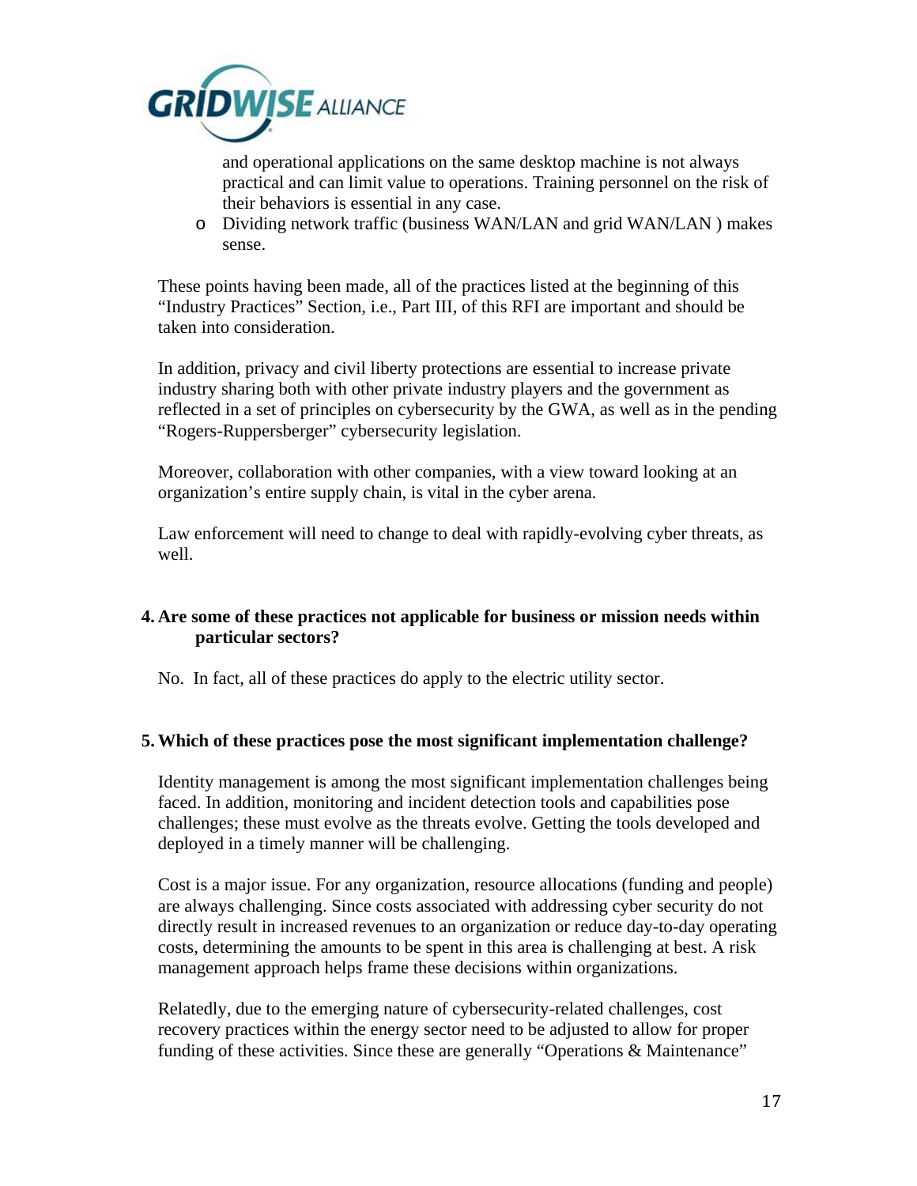and operational applications on the same desktop machine is not always practical and can limit value to operations. Training personnel on the risk of their behaviors is essential in any case.

- Dividing network traffic (business WAN/LAN and grid WAN/LAN ) makes sense.

These points having been made, all of the practices listed at the beginning of this "Industry Practices" Section, i.e., Part III, of this RFI are important and should be taken into consideration.

In addition, privacy and civil liberty protections are essential to increase private industry sharing both with other private industry players and the government as reflected in a set of principles on cybersecurity by the GWA, as well as in the pending "Rogers-Ruppersberger" cybersecurity legislation.

Moreover, collaboration with other companies, with a view toward looking at an organization's entire supply chain, is vital in the cyber arena.

Law enforcement will need to change to deal with rapidly-evolving cyber threats, as well.

**4. Are some of these practices not applicable for business or mission needs within particular sectors?**

No. In fact, all of these practices do apply to the electric utility sector.

**5. Which of these practices pose the most significant implementation challenge?**

Identity management is among the most significant implementation challenges being faced. In addition, monitoring and incident detection tools and capabilities pose challenges; these must evolve as the threats evolve. Getting the tools developed and deployed in a timely manner will be challenging.

Cost is a major issue. For any organization, resource allocations (funding and people) are always challenging. Since costs associated with addressing cyber security do not directly result in increased revenues to an organization or reduce day-to-day operating costs, determining the amounts to be spent in this area is challenging at best. A risk management approach helps frame these decisions within organizations.

Relatedly, due to the emerging nature of cybersecurity-related challenges, cost recovery practices within the energy sector need to be adjusted to allow for proper funding of these activities. Since these are generally "Operations & Maintenance"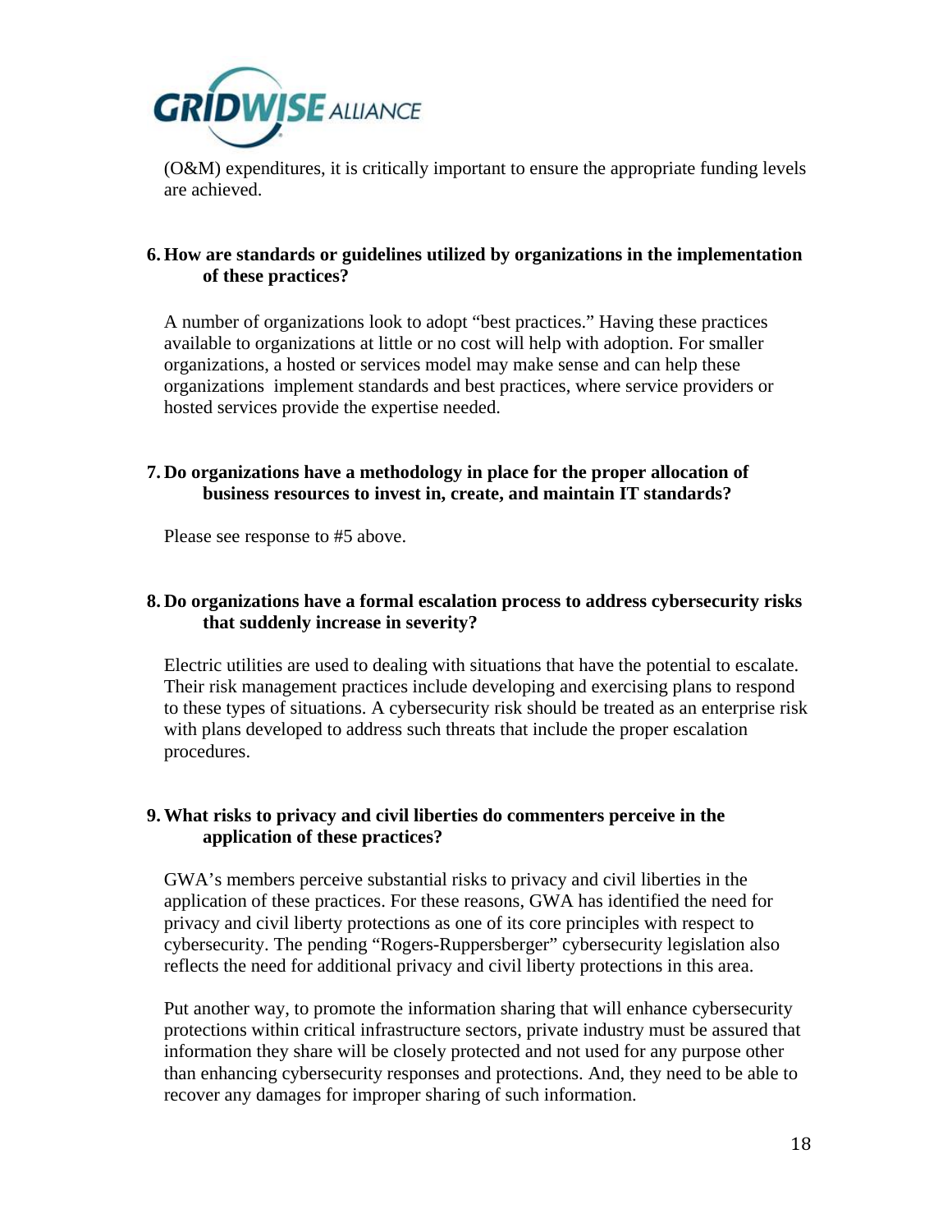(O&M) expenditures, it is critically important to ensure the appropriate funding levels are achieved.

**6. How are standards or guidelines utilized by organizations in the implementation of these practices?**

A number of organizations look to adopt "best practices." Having these practices available to organizations at little or no cost will help with adoption. For smaller organizations, a hosted or services model may make sense and can help these organizations implement standards and best practices, where service providers or hosted services provide the expertise needed.

**7. Do organizations have a methodology in place for the proper allocation of business resources to invest in, create, and maintain IT standards?**

Please see response to #5 above.

**8. Do organizations have a formal escalation process to address cybersecurity risks that suddenly increase in severity?**

Electric utilities are used to dealing with situations that have the potential to escalate. Their risk management practices include developing and exercising plans to respond to these types of situations. A cybersecurity risk should be treated as an enterprise risk with plans developed to address such threats that include the proper escalation procedures.

**9. What risks to privacy and civil liberties do commenters perceive in the application of these practices?**

GWA's members perceive substantial risks to privacy and civil liberties in the application of these practices. For these reasons, GWA has identified the need for privacy and civil liberty protections as one of its core principles with respect to cybersecurity. The pending "Rogers-Ruppersberger" cybersecurity legislation also reflects the need for additional privacy and civil liberty protections in this area.

Put another way, to promote the information sharing that will enhance cybersecurity protections within critical infrastructure sectors, private industry must be assured that information they share will be closely protected and not used for any purpose other than enhancing cybersecurity responses and protections. And, they need to be able to recover any damages for improper sharing of such information.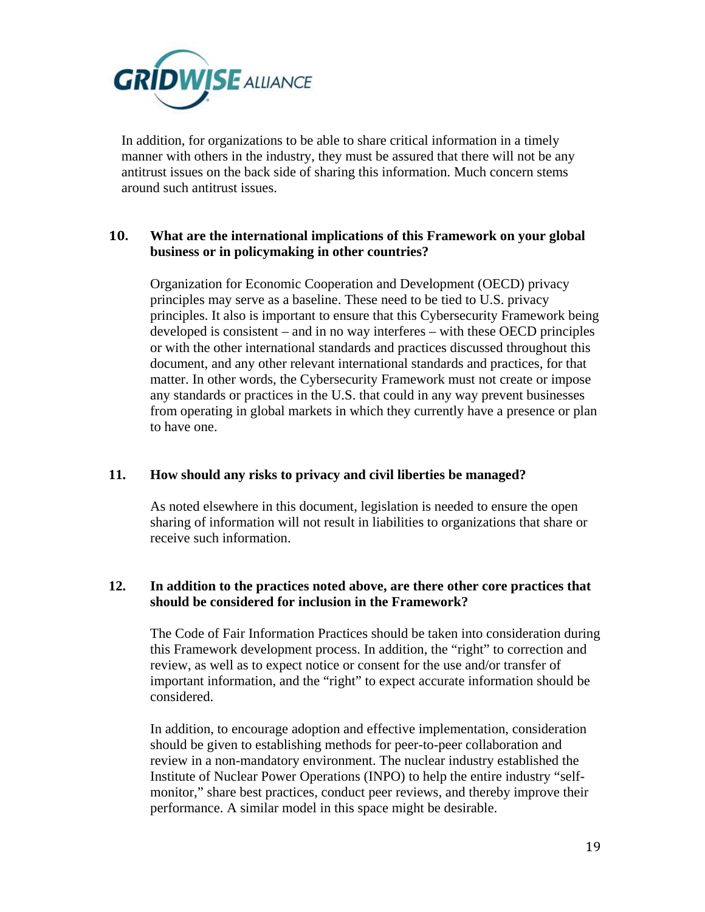In addition, for organizations to be able to share critical information in a timely manner with others in the industry, they must be assured that there will not be any antitrust issues on the back side of sharing this information. Much concern stems around such antitrust issues.

**10. What are the international implications of this Framework on your global business or in policymaking in other countries?**

Organization for Economic Cooperation and Development (OECD) privacy principles may serve as a baseline. These need to be tied to U.S. privacy principles. It also is important to ensure that this Cybersecurity Framework being developed is consistent – and in no way interferes – with these OECD principles or with the other international standards and practices discussed throughout this document, and any other relevant international standards and practices, for that matter. In other words, the Cybersecurity Framework must not create or impose any standards or practices in the U.S. that could in any way prevent businesses from operating in global markets in which they currently have a presence or plan to have one.

**11. How should any risks to privacy and civil liberties be managed?**

As noted elsewhere in this document, legislation is needed to ensure the open sharing of information will not result in liabilities to organizations that share or receive such information.

**12. In addition to the practices noted above, are there other core practices that should be considered for inclusion in the Framework?**

The Code of Fair Information Practices should be taken into consideration during this Framework development process. In addition, the "right" to correction and review, as well as to expect notice or consent for the use and/or transfer of important information, and the "right" to expect accurate information should be considered.

In addition, to encourage adoption and effective implementation, consideration should be given to establishing methods for peer-to-peer collaboration and review in a non-mandatory environment. The nuclear industry established the Institute of Nuclear Power Operations (INPO) to help the entire industry "self-monitor," share best practices, conduct peer reviews, and thereby improve their performance. A similar model in this space might be desirable.